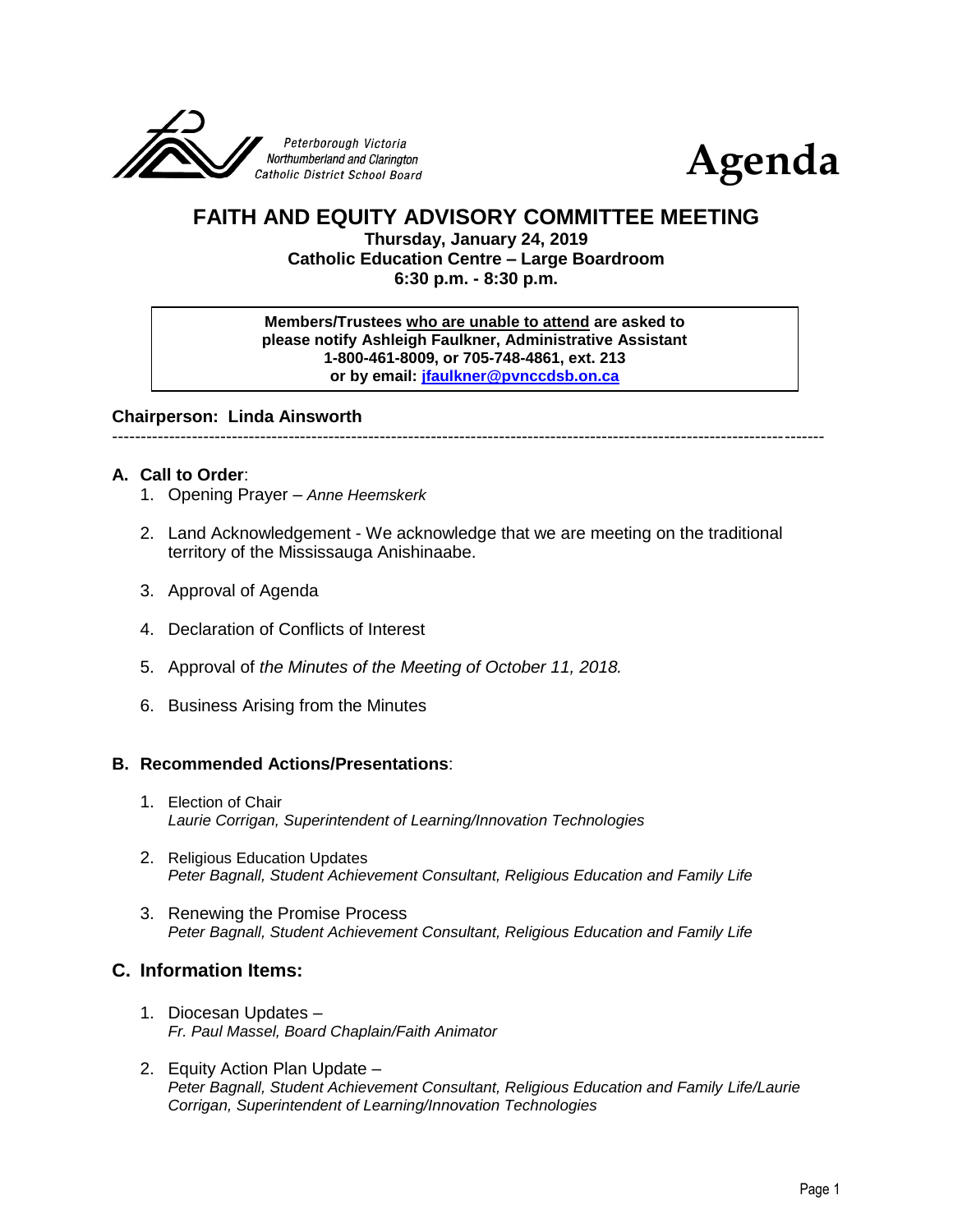Peterborough Victoria Northumberland and Clarington Catholic District School Board

# Agenda

## FAITH AND EQUITY ADVISORY COMMITTEE MEETING

**Thursday, January 24, 2019**
**Catholic Education Centre – Large Boardroom**
**6:30 p.m. - 8:30 p.m.**

> **Members/Trustees who are unable to attend are asked to please notify Ashleigh Faulkner, Administrative Assistant 1-800-461-8009, or 705-748-4861, ext. 213 or by email: jfaulkner@pvnccdsb.on.ca**

**Chairperson: Linda Ainsworth**

---

### A. Call to Order:

1. Opening Prayer – *Anne Heemskerk*
2. Land Acknowledgement - We acknowledge that we are meeting on the traditional territory of the Mississauga Anishinaabe.
3. Approval of Agenda
4. Declaration of Conflicts of Interest
5. Approval of *the Minutes of the Meeting of October 11, 2018.*
6. Business Arising from the Minutes

### B. Recommended Actions/Presentations:

1. Election of Chair
   *Laurie Corrigan, Superintendent of Learning/Innovation Technologies*
2. Religious Education Updates
   *Peter Bagnall, Student Achievement Consultant, Religious Education and Family Life*
3. Renewing the Promise Process
   *Peter Bagnall, Student Achievement Consultant, Religious Education and Family Life*

### C. Information Items:

1. Diocesan Updates –
   *Fr. Paul Massel, Board Chaplain/Faith Animator*
2. Equity Action Plan Update –
   *Peter Bagnall, Student Achievement Consultant, Religious Education and Family Life/Laurie Corrigan, Superintendent of Learning/Innovation Technologies*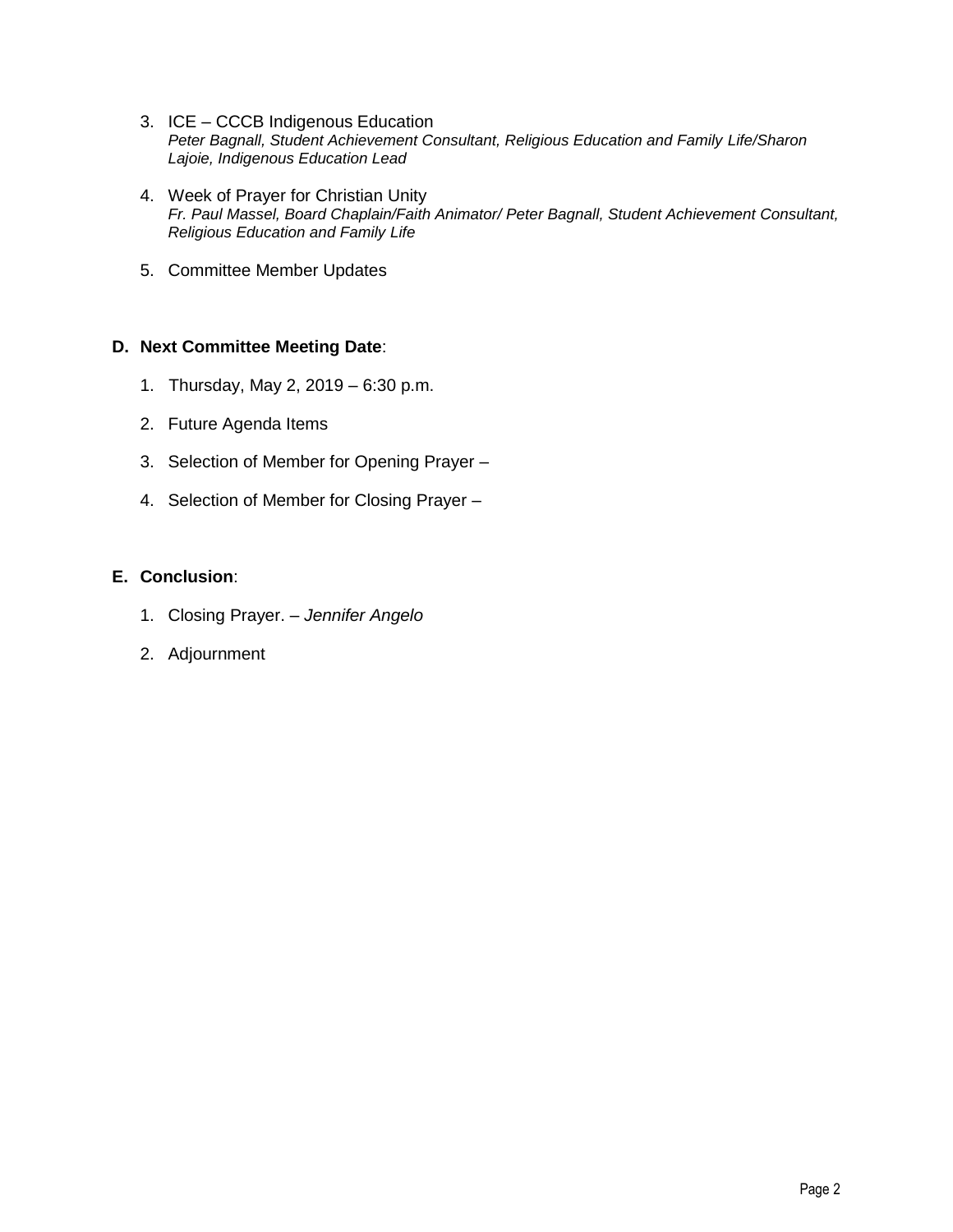3. ICE – CCCB Indigenous Education
   *Peter Bagnall, Student Achievement Consultant, Religious Education and Family Life/Sharon Lajoie, Indigenous Education Lead*

4. Week of Prayer for Christian Unity
   *Fr. Paul Massel, Board Chaplain/Faith Animator/ Peter Bagnall, Student Achievement Consultant, Religious Education and Family Life*

5. Committee Member Updates

**D. Next Committee Meeting Date**:

1. Thursday, May 2, 2019 – 6:30 p.m.

2. Future Agenda Items

3. Selection of Member for Opening Prayer –

4. Selection of Member for Closing Prayer –

**E. Conclusion**:

1. Closing Prayer. – *Jennifer Angelo*

2. Adjournment